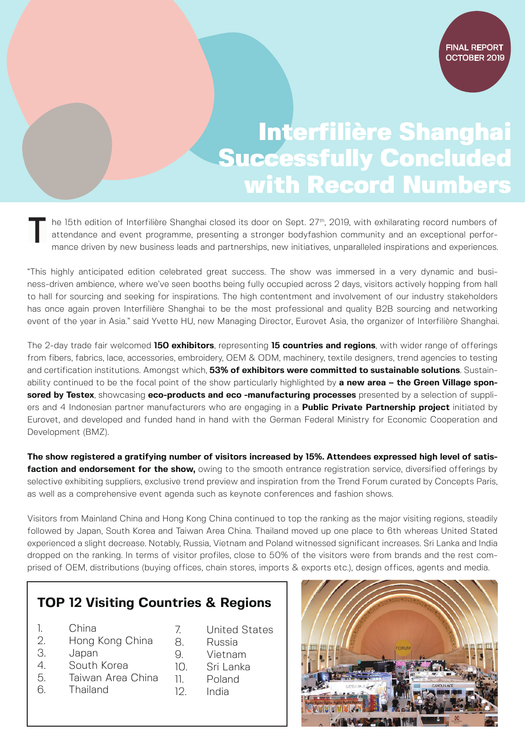FINAL REPORT
OCTOBER 2019

# Interfilière Shanghai Successfully Concluded with Record Numbers

The 15th edition of Interfilière Shanghai closed its door on Sept. 27th, 2019, with exhilarating record numbers of attendance and event programme, presenting a stronger bodyfashion community and an exceptional performance driven by new business leads and partnerships, new initiatives, unparalleled inspirations and experiences.

"This highly anticipated edition celebrated great success. The show was immersed in a very dynamic and business-driven ambience, where we've seen booths being fully occupied across 2 days, visitors actively hopping from hall to hall for sourcing and seeking for inspirations. The high contentment and involvement of our industry stakeholders has once again proven Interfilière Shanghai to be the most professional and quality B2B sourcing and networking event of the year in Asia." said Yvette HU, new Managing Director, Eurovet Asia, the organizer of Interfilière Shanghai.

The 2-day trade fair welcomed **150 exhibitors**, representing **15 countries and regions**, with wider range of offerings from fibers, fabrics, lace, accessories, embroidery, OEM & ODM, machinery, textile designers, trend agencies to testing and certification institutions. Amongst which, **53% of exhibitors were committed to sustainable solutions**. Sustainability continued to be the focal point of the show particularly highlighted by **a new area – the Green Village sponsored by Testex**, showcasing **eco-products and eco -manufacturing processes** presented by a selection of suppliers and 4 Indonesian partner manufacturers who are engaging in a **Public Private Partnership project** initiated by Eurovet, and developed and funded hand in hand with the German Federal Ministry for Economic Cooperation and Development (BMZ).

**The show registered a gratifying number of visitors increased by 15%. Attendees expressed high level of satisfaction and endorsement for the show,** owing to the smooth entrance registration service, diversified offerings by selective exhibiting suppliers, exclusive trend preview and inspiration from the Trend Forum curated by Concepts Paris, as well as a comprehensive event agenda such as keynote conferences and fashion shows.

Visitors from Mainland China and Hong Kong China continued to top the ranking as the major visiting regions, steadily followed by Japan, South Korea and Taiwan Area China. Thailand moved up one place to 6th whereas United Stated experienced a slight decrease. Notably, Russia, Vietnam and Poland witnessed significant increases. Sri Lanka and India dropped on the ranking. In terms of visitor profiles, close to 50% of the visitors were from brands and the rest comprised of OEM, distributions (buying offices, chain stores, imports & exports etc.), design offices, agents and media.

## TOP 12 Visiting Countries & Regions

1. China
2. Hong Kong China
3. Japan
4. South Korea
5. Taiwan Area China
6. Thailand
7. United States
8. Russia
9. Vietnam
10. Sri Lanka
11. Poland
12. India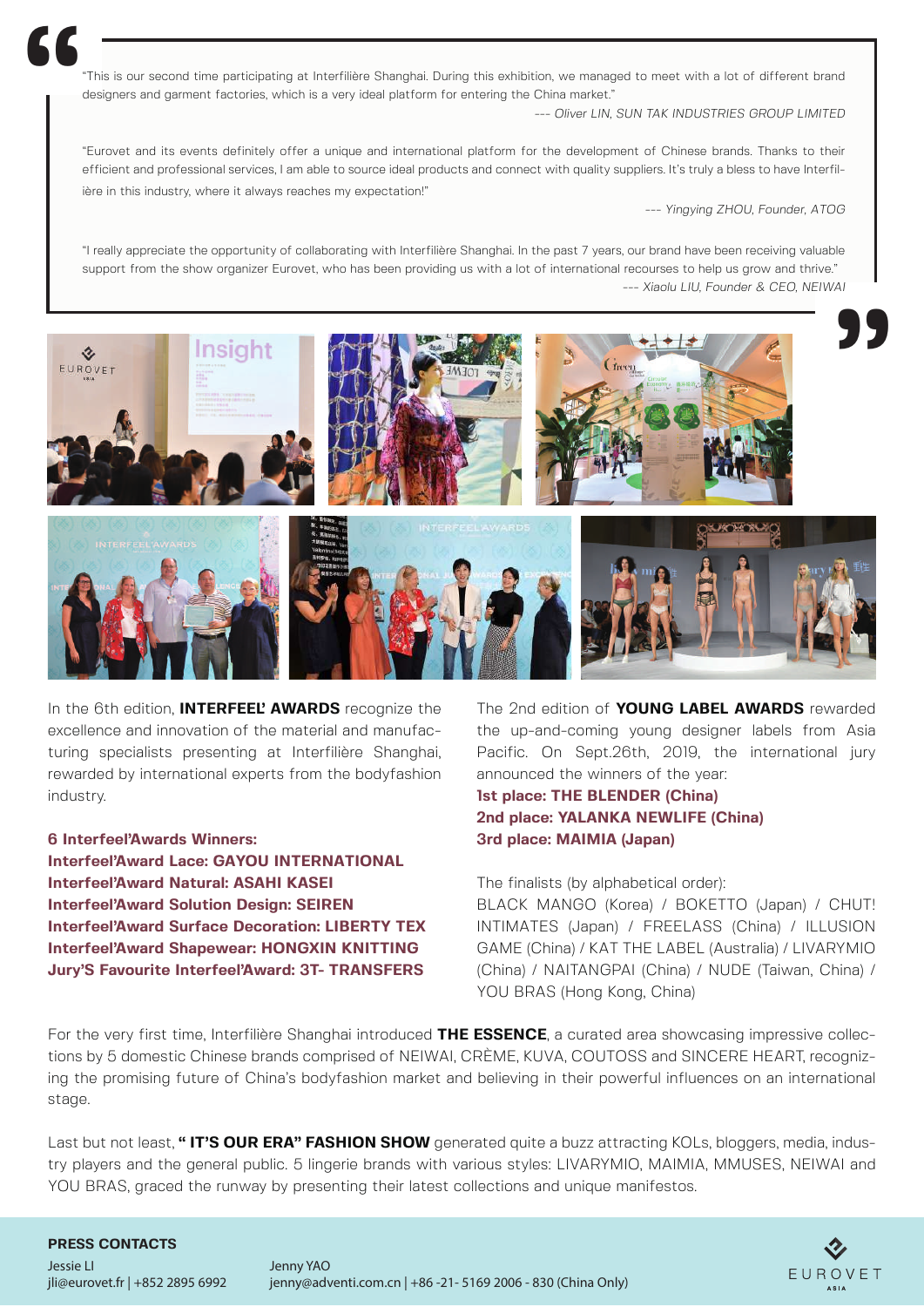> "This is our second time participating at Interfilière Shanghai. During this exhibition, we managed to meet with a lot of different brand designers and garment factories, which is a very ideal platform for entering the China market."
>
> *--- Oliver LIN, SUN TAK INDUSTRIES GROUP LIMITED*

> "Eurovet and its events definitely offer a unique and international platform for the development of Chinese brands. Thanks to their efficient and professional services, I am able to source ideal products and connect with quality suppliers. It's truly a bless to have Interfilière in this industry, where it always reaches my expectation!"
>
> *--- Yingying ZHOU, Founder, ATOG*

> "I really appreciate the opportunity of collaborating with Interfilière Shanghai. In the past 7 years, our brand have been receiving valuable support from the show organizer Eurovet, who has been providing us with a lot of international recourses to help us grow and thrive."
>
> *--- Xiaolu LIU, Founder & CEO, NEIWAI*

In the 6th edition, **INTERFEEL' AWARDS** recognize the excellence and innovation of the material and manufacturing specialists presenting at Interfilière Shanghai, rewarded by international experts from the bodyfashion industry.

**6 Interfeel'Awards Winners:**
**Interfeel'Award Lace: GAYOU INTERNATIONAL**
**Interfeel'Award Natural: ASAHI KASEI**
**Interfeel'Award Solution Design: SEIREN**
**Interfeel'Award Surface Decoration: LIBERTY TEX**
**Interfeel'Award Shapewear: HONGXIN KNITTING**
**Jury'S Favourite Interfeel'Award: 3T- TRANSFERS**

The 2nd edition of **YOUNG LABEL AWARDS** rewarded the up-and-coming young designer labels from Asia Pacific. On Sept.26th, 2019, the international jury announced the winners of the year:
**1st place: THE BLENDER (China)**
**2nd place: YALANKA NEWLIFE (China)**
**3rd place: MAIMIA (Japan)**

The finalists (by alphabetical order):
BLACK MANGO (Korea) / BOKETTO (Japan) / CHUT! INTIMATES (Japan) / FREELASS (China) / ILLUSION GAME (China) / KAT THE LABEL (Australia) / LIVARYMIO (China) / NAITANGPAI (China) / NUDE (Taiwan, China) / YOU BRAS (Hong Kong, China)

For the very first time, Interfilière Shanghai introduced **THE ESSENCE**, a curated area showcasing impressive collections by 5 domestic Chinese brands comprised of NEIWAI, CRÈME, KUVA, COUTOSS and SINCERE HEART, recognizing the promising future of China's bodyfashion market and believing in their powerful influences on an international stage.

Last but not least, **" IT'S OUR ERA" FASHION SHOW** generated quite a buzz attracting KOLs, bloggers, media, industry players and the general public. 5 lingerie brands with various styles: LIVARYMIO, MAIMIA, MMUSES, NEIWAI and YOU BRAS, graced the runway by presenting their latest collections and unique manifestos.

**PRESS CONTACTS**

Jessie LI
jli@eurovet.fr | +852 2895 6992

Jenny YAO
jenny@adventi.com.cn | +86 -21- 5169 2006 - 830 (China Only)